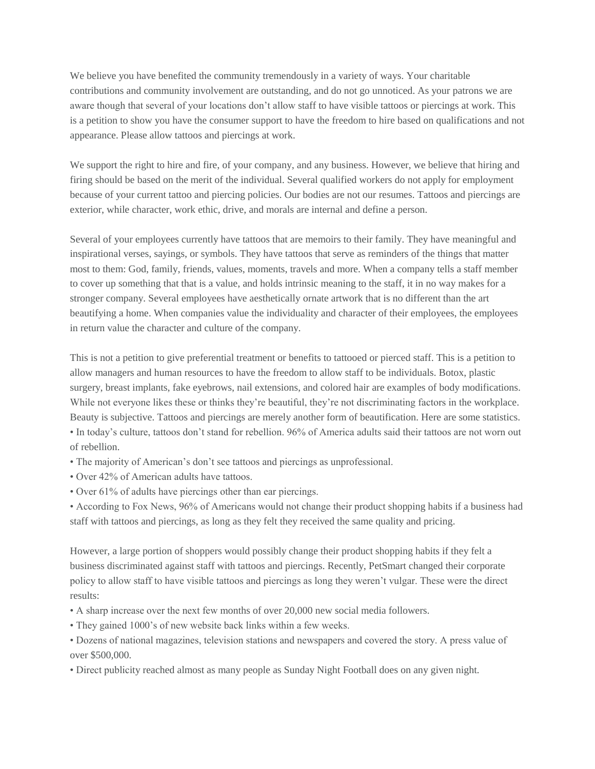We believe you have benefited the community tremendously in a variety of ways. Your charitable contributions and community involvement are outstanding, and do not go unnoticed. As your patrons we are aware though that several of your locations don't allow staff to have visible tattoos or piercings at work. This is a petition to show you have the consumer support to have the freedom to hire based on qualifications and not appearance. Please allow tattoos and piercings at work.

We support the right to hire and fire, of your company, and any business. However, we believe that hiring and firing should be based on the merit of the individual. Several qualified workers do not apply for employment because of your current tattoo and piercing policies. Our bodies are not our resumes. Tattoos and piercings are exterior, while character, work ethic, drive, and morals are internal and define a person.

Several of your employees currently have tattoos that are memoirs to their family. They have meaningful and inspirational verses, sayings, or symbols. They have tattoos that serve as reminders of the things that matter most to them: God, family, friends, values, moments, travels and more. When a company tells a staff member to cover up something that that is a value, and holds intrinsic meaning to the staff, it in no way makes for a stronger company. Several employees have aesthetically ornate artwork that is no different than the art beautifying a home. When companies value the individuality and character of their employees, the employees in return value the character and culture of the company.

This is not a petition to give preferential treatment or benefits to tattooed or pierced staff. This is a petition to allow managers and human resources to have the freedom to allow staff to be individuals. Botox, plastic surgery, breast implants, fake eyebrows, nail extensions, and colored hair are examples of body modifications. While not everyone likes these or thinks they're beautiful, they're not discriminating factors in the workplace. Beauty is subjective. Tattoos and piercings are merely another form of beautification. Here are some statistics.

- In today's culture, tattoos don't stand for rebellion. 96% of America adults said their tattoos are not worn out of rebellion.
- The majority of American's don't see tattoos and piercings as unprofessional.
- Over 42% of American adults have tattoos.
- Over 61% of adults have piercings other than ear piercings.
- According to Fox News, 96% of Americans would not change their product shopping habits if a business had staff with tattoos and piercings, as long as they felt they received the same quality and pricing.

However, a large portion of shoppers would possibly change their product shopping habits if they felt a business discriminated against staff with tattoos and piercings. Recently, PetSmart changed their corporate policy to allow staff to have visible tattoos and piercings as long they weren't vulgar. These were the direct results:

- A sharp increase over the next few months of over 20,000 new social media followers.
- They gained 1000's of new website back links within a few weeks.
- Dozens of national magazines, television stations and newspapers and covered the story. A press value of over $500,000.
- Direct publicity reached almost as many people as Sunday Night Football does on any given night.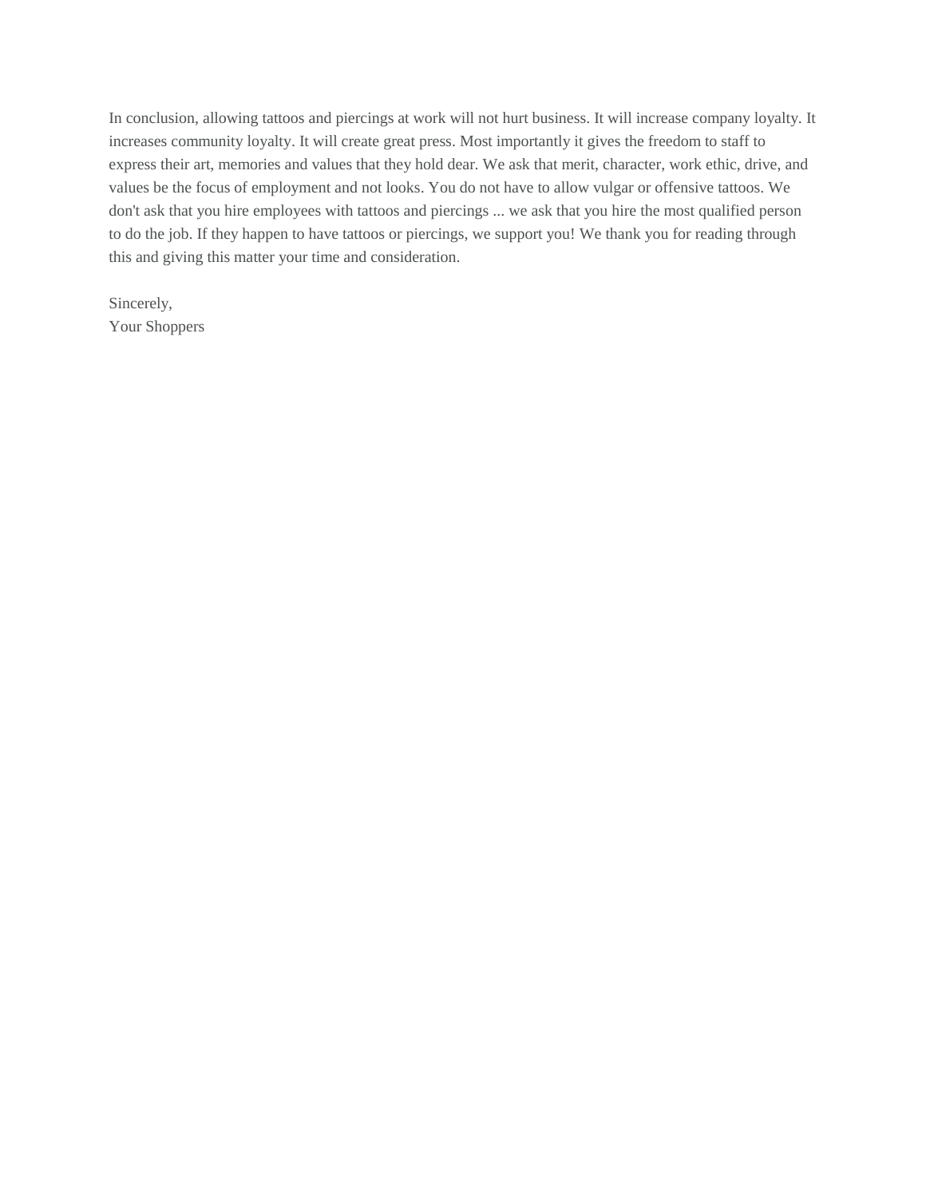In conclusion, allowing tattoos and piercings at work will not hurt business. It will increase company loyalty. It increases community loyalty. It will create great press. Most importantly it gives the freedom to staff to express their art, memories and values that they hold dear. We ask that merit, character, work ethic, drive, and values be the focus of employment and not looks. You do not have to allow vulgar or offensive tattoos. We don't ask that you hire employees with tattoos and piercings ... we ask that you hire the most qualified person to do the job. If they happen to have tattoos or piercings, we support you! We thank you for reading through this and giving this matter your time and consideration.

Sincerely,
Your Shoppers